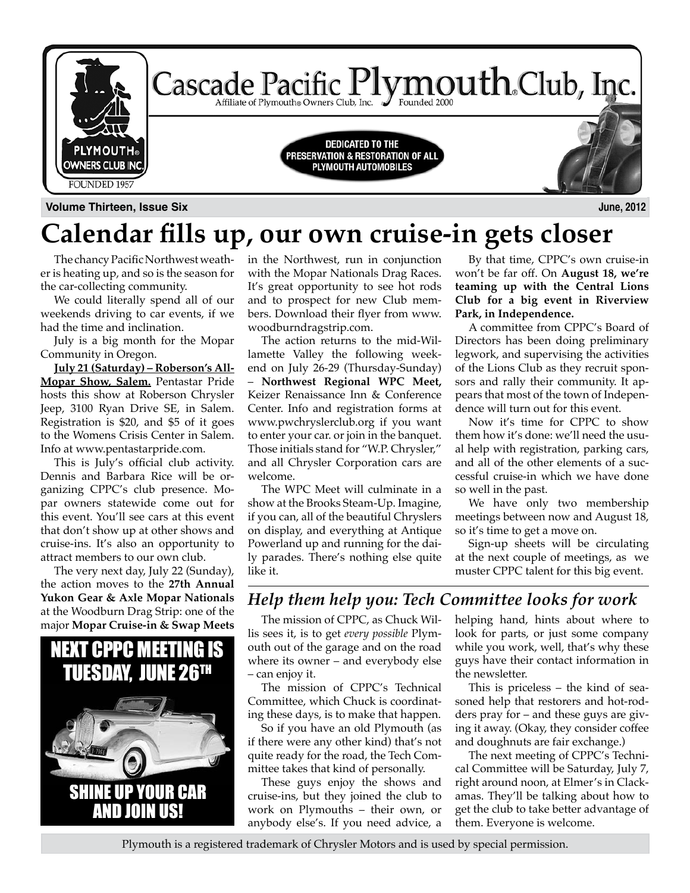# Cascade Pacific Plymouth® Club, Inc.

Affiliate of Plymouth® Owners Club, Inc. Founded 2000

PLYMOUTH® OWNERS CLUB INC. FOUNDED 1957

**DEDICATED TO THE PRESERVATION & RESTORATION OF ALL PLYMOUTH AUTOMOBILES**

**Volume Thirteen, Issue Six** **June, 2012**

# Calendar fills up, our own cruise-in gets closer

The chancy Pacific Northwest weather is heating up, and so is the season for the car-collecting community.

We could literally spend all of our weekends driving to car events, if we had the time and inclination.

July is a big month for the Mopar Community in Oregon.

**July 21 (Saturday) – Roberson's All-Mopar Show, Salem.** Pentastar Pride hosts this show at Roberson Chrysler Jeep, 3100 Ryan Drive SE, in Salem. Registration is $20, and $5 of it goes to the Womens Crisis Center in Salem. Info at www.pentastarpride.com.

This is July's official club activity. Dennis and Barbara Rice will be organizing CPPC's club presence. Mopar owners statewide come out for this event. You'll see cars at this event that don't show up at other shows and cruise-ins. It's also an opportunity to attract members to our own club.

The very next day, July 22 (Sunday), the action moves to the **27th Annual Yukon Gear & Axle Mopar Nationals** at the Woodburn Drag Strip: one of the major **Mopar Cruise-in & Swap Meets** in the Northwest, run in conjunction with the Mopar Nationals Drag Races. It's great opportunity to see hot rods and to prospect for new Club members. Download their flyer from www.woodburndragstrip.com.

The action returns to the mid-Willamette Valley the following weekend on July 26-29 (Thursday-Sunday) – **Northwest Regional WPC Meet,** Keizer Renaissance Inn & Conference Center. Info and registration forms at www.pwchryslerclub.org if you want to enter your car. or join in the banquet. Those initials stand for "W.P. Chrysler," and all Chrysler Corporation cars are welcome.

The WPC Meet will culminate in a show at the Brooks Steam-Up. Imagine, if you can, all of the beautiful Chryslers on display, and everything at Antique Powerland up and running for the daily parades. There's nothing else quite like it.

By that time, CPPC's own cruise-in won't be far off. On **August 18, we're teaming up with the Central Lions Club for a big event in Riverview Park, in Independence.**

A committee from CPPC's Board of Directors has been doing preliminary legwork, and supervising the activities of the Lions Club as they recruit sponsors and rally their community. It appears that most of the town of Independence will turn out for this event.

Now it's time for CPPC to show them how it's done: we'll need the usual help with registration, parking cars, and all of the other elements of a successful cruise-in which we have done so well in the past.

We have only two membership meetings between now and August 18, so it's time to get a move on.

Sign-up sheets will be circulating at the next couple of meetings, as we muster CPPC talent for this big event.

**NEXT CPPC MEETING IS TUESDAY, JUNE 26TH**

**SHINE UP YOUR CAR AND JOIN US!**

## *Help them help you: Tech Committee looks for work*

The mission of CPPC, as Chuck Willis sees it, is to get *every possible* Plymouth out of the garage and on the road where its owner – and everybody else – can enjoy it.

The mission of CPPC's Technical Committee, which Chuck is coordinating these days, is to make that happen.

So if you have an old Plymouth (as if there were any other kind) that's not quite ready for the road, the Tech Committee takes that kind of personally.

These guys enjoy the shows and cruise-ins, but they joined the club to work on Plymouths – their own, or anybody else's. If you need advice, a helping hand, hints about where to look for parts, or just some company while you work, well, that's why these guys have their contact information in the newsletter.

This is priceless – the kind of seasoned help that restorers and hot-rodders pray for – and these guys are giving it away. (Okay, they consider coffee and doughnuts are fair exchange.)

The next meeting of CPPC's Technical Committee will be Saturday, July 7, right around noon, at Elmer's in Clackamas. They'll be talking about how to get the club to take better advantage of them. Everyone is welcome.

Plymouth is a registered trademark of Chrysler Motors and is used by special permission.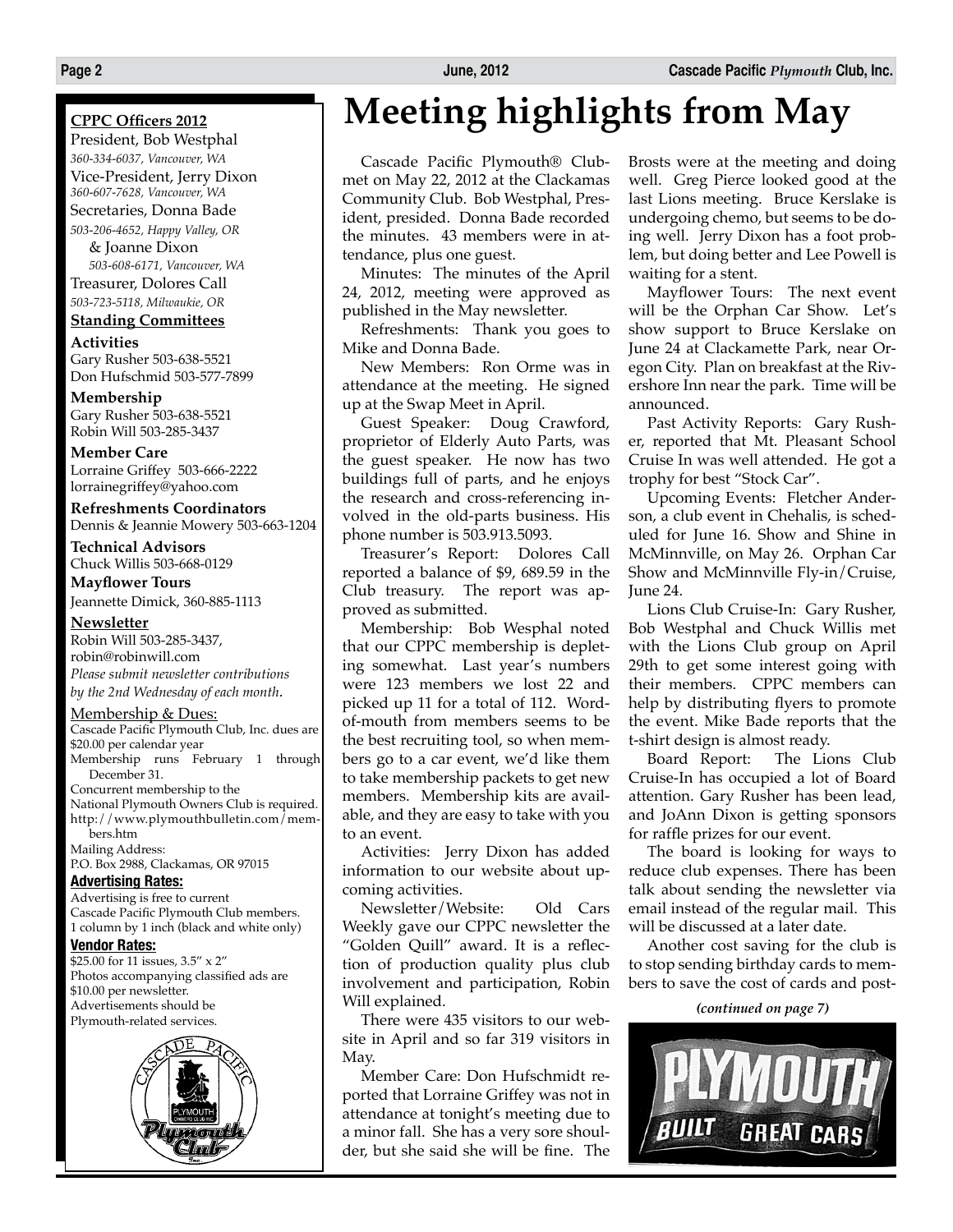**CPPC Officers 2012**

President, Bob Westphal
*360-334-6037, Vancouver, WA*

Vice-President, Jerry Dixon
*360-607-7628, Vancouver, WA*

Secretaries, Donna Bade
*503-206-4652, Happy Valley, OR*
& Joanne Dixon
*503-608-6171, Vancouver, WA*

Treasurer, Dolores Call
*503-723-5118, Milwaukie, OR*

**Standing Committees**

**Activities**
Gary Rusher 503-638-5521
Don Hufschmid 503-577-7899

**Membership**
Gary Rusher 503-638-5521
Robin Will 503-285-3437

**Member Care**
Lorraine Griffey 503-666-2222
lorrainegriffey@yahoo.com

**Refreshments Coordinators**
Dennis & Jeannie Mowery 503-663-1204

**Technical Advisors**
Chuck Willis 503-668-0129

**Mayflower Tours**
Jeannette Dimick, 360-885-1113

**Newsletter**
Robin Will 503-285-3437,
robin@robinwill.com
*Please submit newsletter contributions by the 2nd Wednesday of each month.*

Membership & Dues:
Cascade Pacific Plymouth Club, Inc. dues are $20.00 per calendar year
Membership runs February 1 through December 31.
Concurrent membership to the National Plymouth Owners Club is required.
http://www.plymouthbulletin.com/members.htm
Mailing Address:
P.O. Box 2988, Clackamas, OR 97015

**Advertising Rates:**
Advertising is free to current Cascade Pacific Plymouth Club members.
1 column by 1 inch (black and white only)

**Vendor Rates:**
$25.00 for 11 issues, 3.5" x 2"
Photos accompanying classified ads are $10.00 per newsletter.
Advertisements should be Plymouth-related services.

# Meeting highlights from May

Cascade Pacific Plymouth® Club-met on May 22, 2012 at the Clackamas Community Club. Bob Westphal, President, presided. Donna Bade recorded the minutes. 43 members were in attendance, plus one guest.

Minutes: The minutes of the April 24, 2012, meeting were approved as published in the May newsletter.

Refreshments: Thank you goes to Mike and Donna Bade.

New Members: Ron Orme was in attendance at the meeting. He signed up at the Swap Meet in April.

Guest Speaker: Doug Crawford, proprietor of Elderly Auto Parts, was the guest speaker. He now has two buildings full of parts, and he enjoys the research and cross-referencing involved in the old-parts business. His phone number is 503.913.5093.

Treasurer's Report: Dolores Call reported a balance of $9, 689.59 in the Club treasury. The report was approved as submitted.

Membership: Bob Wesphal noted that our CPPC membership is depleting somewhat. Last year's numbers were 123 members we lost 22 and picked up 11 for a total of 112. Word-of-mouth from members seems to be the best recruiting tool, so when members go to a car event, we'd like them to take membership packets to get new members. Membership kits are available, and they are easy to take with you to an event.

Activities: Jerry Dixon has added information to our website about upcoming activities.

Newsletter/Website: Old Cars Weekly gave our CPPC newsletter the "Golden Quill" award. It is a reflection of production quality plus club involvement and participation, Robin Will explained.

There were 435 visitors to our website in April and so far 319 visitors in May.

Member Care: Don Hufschmidt reported that Lorraine Griffey was not in attendance at tonight's meeting due to a minor fall. She has a very sore shoulder, but she said she will be fine. The Brosts were at the meeting and doing well. Greg Pierce looked good at the last Lions meeting. Bruce Kerslake is undergoing chemo, but seems to be doing well. Jerry Dixon has a foot problem, but doing better and Lee Powell is waiting for a stent.

Mayflower Tours: The next event will be the Orphan Car Show. Let's show support to Bruce Kerslake on June 24 at Clackamette Park, near Oregon City. Plan on breakfast at the Rivershore Inn near the park. Time will be announced.

Past Activity Reports: Gary Rusher, reported that Mt. Pleasant School Cruise In was well attended. He got a trophy for best "Stock Car".

Upcoming Events: Fletcher Anderson, a club event in Chehalis, is scheduled for June 16. Show and Shine in McMinnville, on May 26. Orphan Car Show and McMinnville Fly-in/Cruise, June 24.

Lions Club Cruise-In: Gary Rusher, Bob Westphal and Chuck Willis met with the Lions Club group on April 29th to get some interest going with their members. CPPC members can help by distributing flyers to promote the event. Mike Bade reports that the t-shirt design is almost ready.

Board Report: The Lions Club Cruise-In has occupied a lot of Board attention. Gary Rusher has been lead, and JoAnn Dixon is getting sponsors for raffle prizes for our event.

The board is looking for ways to reduce club expenses. There has been talk about sending the newsletter via email instead of the regular mail. This will be discussed at a later date.

Another cost saving for the club is to stop sending birthday cards to members to save the cost of cards and post-

*(continued on page 7)*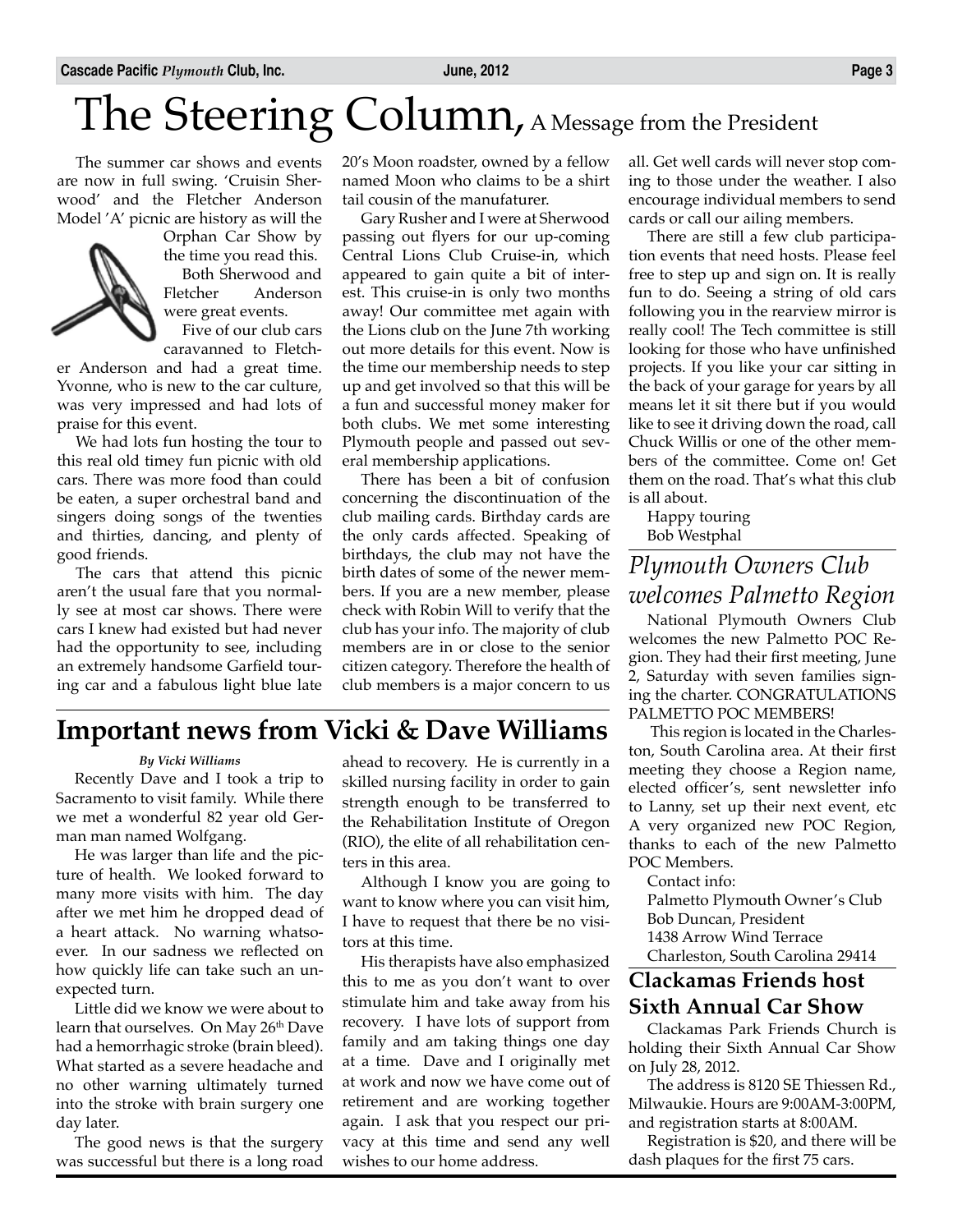# The Steering Column, A Message from the President

The summer car shows and events are now in full swing. 'Cruisin Sherwood' and the Fletcher Anderson Model 'A' picnic are history as will the Orphan Car Show by the time you read this.

Both Sherwood and Fletcher Anderson were great events.

Five of our club cars caravanned to Fletcher Anderson and had a great time. Yvonne, who is new to the car culture, was very impressed and had lots of praise for this event.

We had lots fun hosting the tour to this real old timey fun picnic with old cars. There was more food than could be eaten, a super orchestral band and singers doing songs of the twenties and thirties, dancing, and plenty of good friends.

The cars that attend this picnic aren't the usual fare that you normally see at most car shows. There were cars I knew had existed but had never had the opportunity to see, including an extremely handsome Garfield touring car and a fabulous light blue late 20's Moon roadster, owned by a fellow named Moon who claims to be a shirt tail cousin of the manufaturer.

Gary Rusher and I were at Sherwood passing out flyers for our up-coming Central Lions Club Cruise-in, which appeared to gain quite a bit of interest. This cruise-in is only two months away! Our committee met again with the Lions club on the June 7th working out more details for this event. Now is the time our membership needs to step up and get involved so that this will be a fun and successful money maker for both clubs. We met some interesting Plymouth people and passed out several membership applications.

There has been a bit of confusion concerning the discontinuation of the club mailing cards. Birthday cards are the only cards affected. Speaking of birthdays, the club may not have the birth dates of some of the newer members. If you are a new member, please check with Robin Will to verify that the club has your info. The majority of club members are in or close to the senior citizen category. Therefore the health of club members is a major concern to us all. Get well cards will never stop coming to those under the weather. I also encourage individual members to send cards or call our ailing members.

There are still a few club participation events that need hosts. Please feel free to step up and sign on. It is really fun to do. Seeing a string of old cars following you in the rearview mirror is really cool! The Tech committee is still looking for those who have unfinished projects. If you like your car sitting in the back of your garage for years by all means let it sit there but if you would like to see it driving down the road, call Chuck Willis or one of the other members of the committee. Come on! Get them on the road. That's what this club is all about.

Happy touring
Bob Westphal

## Important news from Vicki & Dave Williams

*By Vicki Williams*

Recently Dave and I took a trip to Sacramento to visit family. While there we met a wonderful 82 year old German man named Wolfgang.

He was larger than life and the picture of health. We looked forward to many more visits with him. The day after we met him he dropped dead of a heart attack. No warning whatsoever. In our sadness we reflected on how quickly life can take such an unexpected turn.

Little did we know we were about to learn that ourselves. On May 26th Dave had a hemorrhagic stroke (brain bleed). What started as a severe headache and no other warning ultimately turned into the stroke with brain surgery one day later.

The good news is that the surgery was successful but there is a long road ahead to recovery. He is currently in a skilled nursing facility in order to gain strength enough to be transferred to the Rehabilitation Institute of Oregon (RIO), the elite of all rehabilitation centers in this area.

Although I know you are going to want to know where you can visit him, I have to request that there be no visitors at this time.

His therapists have also emphasized this to me as you don't want to over stimulate him and take away from his recovery. I have lots of support from family and am taking things one day at a time. Dave and I originally met at work and now we have come out of retirement and are working together again. I ask that you respect our privacy at this time and send any well wishes to our home address.

## *Plymouth Owners Club welcomes Palmetto Region*

National Plymouth Owners Club welcomes the new Palmetto POC Region. They had their first meeting, June 2, Saturday with seven families signing the charter. CONGRATULATIONS PALMETTO POC MEMBERS!

This region is located in the Charleston, South Carolina area. At their first meeting they choose a Region name, elected officer's, sent newsletter info to Lanny, set up their next event, etc A very organized new POC Region, thanks to each of the new Palmetto POC Members.

Contact info:
Palmetto Plymouth Owner's Club
Bob Duncan, President
1438 Arrow Wind Terrace
Charleston, South Carolina 29414

## Clackamas Friends host Sixth Annual Car Show

Clackamas Park Friends Church is holding their Sixth Annual Car Show on July 28, 2012.

The address is 8120 SE Thiessen Rd., Milwaukie. Hours are 9:00AM-3:00PM, and registration starts at 8:00AM.

Registration is $20, and there will be dash plaques for the first 75 cars.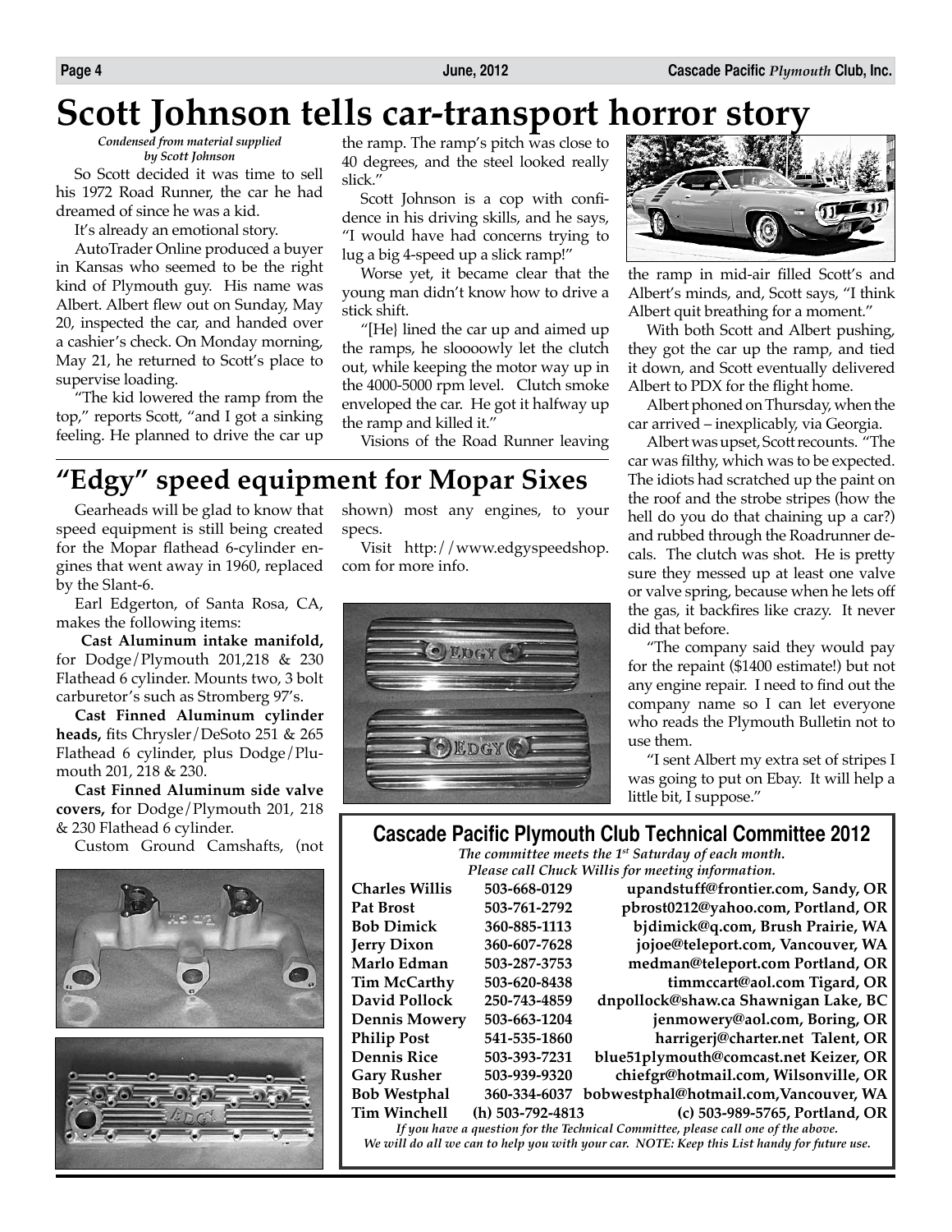# Scott Johnson tells car-transport horror story

*Condensed from material supplied by Scott Johnson*

So Scott decided it was time to sell his 1972 Road Runner, the car he had dreamed of since he was a kid.

It's already an emotional story.

AutoTrader Online produced a buyer in Kansas who seemed to be the right kind of Plymouth guy. His name was Albert. Albert flew out on Sunday, May 20, inspected the car, and handed over a cashier's check. On Monday morning, May 21, he returned to Scott's place to supervise loading.

"The kid lowered the ramp from the top," reports Scott, "and I got a sinking feeling. He planned to drive the car up the ramp. The ramp's pitch was close to 40 degrees, and the steel looked really slick."

Scott Johnson is a cop with confidence in his driving skills, and he says, "I would have had concerns trying to lug a big 4-speed up a slick ramp!"

Worse yet, it became clear that the young man didn't know how to drive a stick shift.

"[He} lined the car up and aimed up the ramps, he sloooowly let the clutch out, while keeping the motor way up in the 4000-5000 rpm level. Clutch smoke enveloped the car. He got it halfway up the ramp and killed it."

Visions of the Road Runner leaving the ramp in mid-air filled Scott's and Albert's minds, and, Scott says, "I think Albert quit breathing for a moment."

With both Scott and Albert pushing, they got the car up the ramp, and tied it down, and Scott eventually delivered Albert to PDX for the flight home.

Albert phoned on Thursday, when the car arrived – inexplicably, via Georgia.

Albert was upset, Scott recounts. "The car was filthy, which was to be expected. The idiots had scratched up the paint on the roof and the strobe stripes (how the hell do you do that chaining up a car?) and rubbed through the Roadrunner decals. The clutch was shot. He is pretty sure they messed up at least one valve or valve spring, because when he lets off the gas, it backfires like crazy. It never did that before.

"The company said they would pay for the repaint ($1400 estimate!) but not any engine repair. I need to find out the company name so I can let everyone who reads the Plymouth Bulletin not to use them.

"I sent Albert my extra set of stripes I was going to put on Ebay. It will help a little bit, I suppose."

# "Edgy" speed equipment for Mopar Sixes

Gearheads will be glad to know that speed equipment is still being created for the Mopar flathead 6-cylinder engines that went away in 1960, replaced by the Slant-6.

Earl Edgerton, of Santa Rosa, CA, makes the following items:

**Cast Aluminum intake manifold,** for Dodge/Plymouth 201,218 & 230 Flathead 6 cylinder. Mounts two, 3 bolt carburetor's such as Stromberg 97's.

**Cast Finned Aluminum cylinder heads,** fits Chrysler/DeSoto 251 & 265 Flathead 6 cylinder, plus Dodge/Plymouth 201, 218 & 230.

**Cast Finned Aluminum side valve covers, f**or Dodge/Plymouth 201, 218 & 230 Flathead 6 cylinder.

Custom Ground Camshafts, (not shown) most any engines, to your specs.

Visit http://www.edgyspeedshop.com for more info.

## Cascade Pacific Plymouth Club Technical Committee 2012

*The committee meets the 1st Saturday of each month.*
*Please call Chuck Willis for meeting information.*

| Name | Phone | Contact |
|---|---|---|
| **Charles Willis** | **503-668-0129** | **upandstuff@frontier.com, Sandy, OR** |
| **Pat Brost** | **503-761-2792** | **pbrost0212@yahoo.com, Portland, OR** |
| **Bob Dimick** | **360-885-1113** | **bjdimick@q.com, Brush Prairie, WA** |
| **Jerry Dixon** | **360-607-7628** | **jojoe@teleport.com, Vancouver, WA** |
| **Marlo Edman** | **503-287-3753** | **medman@teleport.com Portland, OR** |
| **Tim McCarthy** | **503-620-8438** | **timmccart@aol.com Tigard, OR** |
| **David Pollock** | **250-743-4859** | **dnpollock@shaw.ca Shawnigan Lake, BC** |
| **Dennis Mowery** | **503-663-1204** | **jenmowery@aol.com, Boring, OR** |
| **Philip Post** | **541-535-1860** | **harrigerj@charter.net Talent, OR** |
| **Dennis Rice** | **503-393-7231** | **blue51plymouth@comcast.net Keizer, OR** |
| **Gary Rusher** | **503-939-9320** | **chiefgr@hotmail.com, Wilsonville, OR** |
| **Bob Westphal** | **360-334-6037** | **bobwestphal@hotmail.com,Vancouver, WA** |
| **Tim Winchell** | **(h) 503-792-4813** | **(c) 503-989-5765, Portland, OR** |

*If you have a question for the Technical Committee, please call one of the above.*
*We will do all we can to help you with your car. NOTE: Keep this List handy for future use.*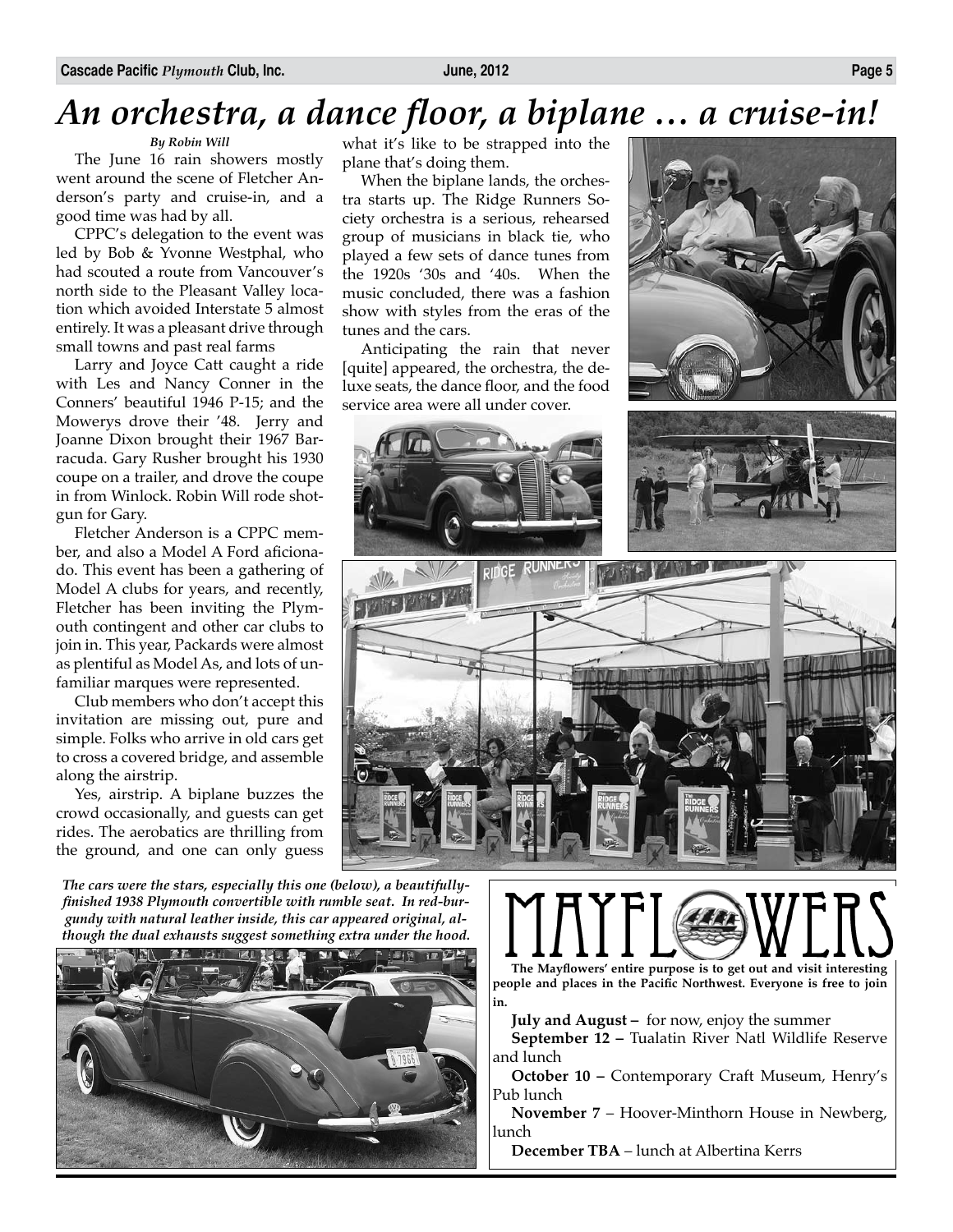# *An orchestra, a dance floor, a biplane … a cruise-in!*

*By Robin Will*

The June 16 rain showers mostly went around the scene of Fletcher Anderson's party and cruise-in, and a good time was had by all.

CPPC's delegation to the event was led by Bob & Yvonne Westphal, who had scouted a route from Vancouver's north side to the Pleasant Valley location which avoided Interstate 5 almost entirely. It was a pleasant drive through small towns and past real farms

Larry and Joyce Catt caught a ride with Les and Nancy Conner in the Conners' beautiful 1946 P-15; and the Mowerys drove their '48. Jerry and Joanne Dixon brought their 1967 Barracuda. Gary Rusher brought his 1930 coupe on a trailer, and drove the coupe in from Winlock. Robin Will rode shotgun for Gary.

Fletcher Anderson is a CPPC member, and also a Model A Ford aficionado. This event has been a gathering of Model A clubs for years, and recently, Fletcher has been inviting the Plymouth contingent and other car clubs to join in. This year, Packards were almost as plentiful as Model As, and lots of unfamiliar marques were represented.

Club members who don't accept this invitation are missing out, pure and simple. Folks who arrive in old cars get to cross a covered bridge, and assemble along the airstrip.

Yes, airstrip. A biplane buzzes the crowd occasionally, and guests can get rides. The aerobatics are thrilling from the ground, and one can only guess what it's like to be strapped into the plane that's doing them.

When the biplane lands, the orchestra starts up. The Ridge Runners Society orchestra is a serious, rehearsed group of musicians in black tie, who played a few sets of dance tunes from the 1920s '30s and '40s. When the music concluded, there was a fashion show with styles from the eras of the tunes and the cars.

Anticipating the rain that never [quite] appeared, the orchestra, the deluxe seats, the dance floor, and the food service area were all under cover.

***The cars were the stars, especially this one (below), a beautifully-finished 1938 Plymouth convertible with rumble seat. In red-burgundy with natural leather inside, this car appeared original, although the dual exhausts suggest something extra under the hood.***

# MAYFLOWERS

**The Mayflowers' entire purpose is to get out and visit interesting people and places in the Pacific Northwest. Everyone is free to join in.**

**July and August –** for now, enjoy the summer

**September 12 –** Tualatin River Natl Wildlife Reserve and lunch

**October 10 –** Contemporary Craft Museum, Henry's Pub lunch

**November 7** – Hoover-Minthorn House in Newberg, lunch

**December TBA** – lunch at Albertina Kerrs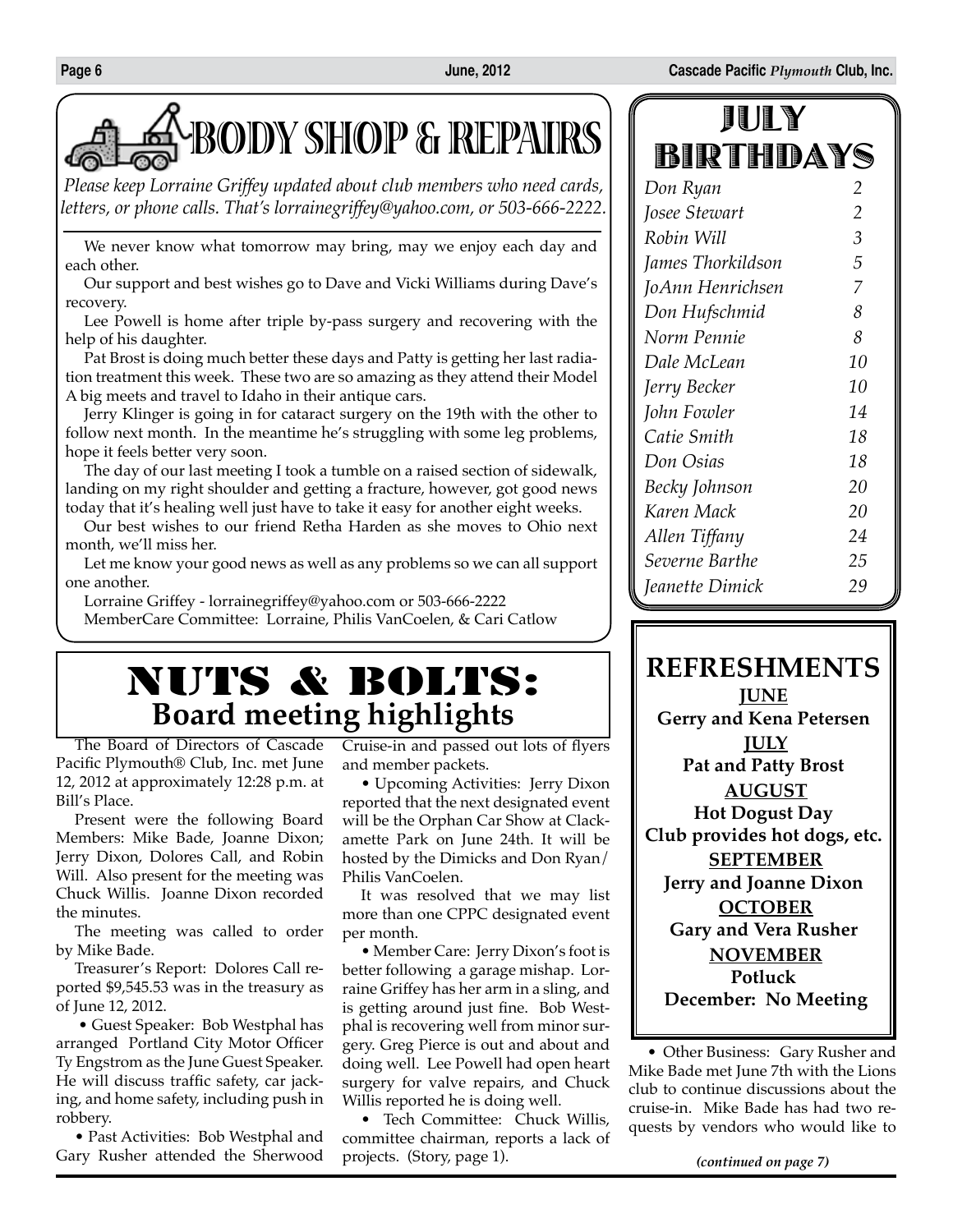# BODY SHOP & REPAIRS

*Please keep Lorraine Griffey updated about club members who need cards, letters, or phone calls. That's lorrainegriffey@yahoo.com, or 503-666-2222.*

We never know what tomorrow may bring, may we enjoy each day and each other.

Our support and best wishes go to Dave and Vicki Williams during Dave's recovery.

Lee Powell is home after triple by-pass surgery and recovering with the help of his daughter.

Pat Brost is doing much better these days and Patty is getting her last radiation treatment this week. These two are so amazing as they attend their Model A big meets and travel to Idaho in their antique cars.

Jerry Klinger is going in for cataract surgery on the 19th with the other to follow next month. In the meantime he's struggling with some leg problems, hope it feels better very soon.

The day of our last meeting I took a tumble on a raised section of sidewalk, landing on my right shoulder and getting a fracture, however, got good news today that it's healing well just have to take it easy for another eight weeks.

Our best wishes to our friend Retha Harden as she moves to Ohio next month, we'll miss her.

Let me know your good news as well as any problems so we can all support one another.

Lorraine Griffey - lorrainegriffey@yahoo.com or 503-666-2222
MemberCare Committee: Lorraine, Philis VanCoelen, & Cari Catlow

# JULY BIRTHDAYS

| | |
|---|---|
| *Don Ryan* | *2* |
| *Josee Stewart* | *2* |
| *Robin Will* | *3* |
| *James Thorkildson* | *5* |
| *JoAnn Henrichsen* | *7* |
| *Don Hufschmid* | *8* |
| *Norm Pennie* | *8* |
| *Dale McLean* | *10* |
| *Jerry Becker* | *10* |
| *John Fowler* | *14* |
| *Catie Smith* | *18* |
| *Don Osias* | *18* |
| *Becky Johnson* | *20* |
| *Karen Mack* | *20* |
| *Allen Tiffany* | *24* |
| *Severne Barthe* | *25* |
| *Jeanette Dimick* | *29* |

# NUTS & BOLTS:
## Board meeting highlights

The Board of Directors of Cascade Pacific Plymouth® Club, Inc. met June 12, 2012 at approximately 12:28 p.m. at Bill's Place.

Present were the following Board Members: Mike Bade, Joanne Dixon; Jerry Dixon, Dolores Call, and Robin Will. Also present for the meeting was Chuck Willis. Joanne Dixon recorded the minutes.

The meeting was called to order by Mike Bade.

Treasurer's Report: Dolores Call reported $9,545.53 was in the treasury as of June 12, 2012.

• Guest Speaker: Bob Westphal has arranged Portland City Motor Officer Ty Engstrom as the June Guest Speaker. He will discuss traffic safety, car jacking, and home safety, including push in robbery.

• Past Activities: Bob Westphal and Gary Rusher attended the Sherwood Cruise-in and passed out lots of flyers and member packets.

• Upcoming Activities: Jerry Dixon reported that the next designated event will be the Orphan Car Show at Clackamette Park on June 24th. It will be hosted by the Dimicks and Don Ryan/Philis VanCoelen.

It was resolved that we may list more than one CPPC designated event per month.

• Member Care: Jerry Dixon's foot is better following a garage mishap. Lorraine Griffey has her arm in a sling, and is getting around just fine. Bob Westphal is recovering well from minor surgery. Greg Pierce is out and about and doing well. Lee Powell had open heart surgery for valve repairs, and Chuck Willis reported he is doing well.

• Tech Committee: Chuck Willis, committee chairman, reports a lack of projects. (Story, page 1).

• Other Business: Gary Rusher and Mike Bade met June 7th with the Lions club to continue discussions about the cruise-in. Mike Bade has had two requests by vendors who would like to

*(continued on page 7)*

# REFRESHMENTS

**JUNE**
**Gerry and Kena Petersen**

**JULY**
**Pat and Patty Brost**

**AUGUST**
**Hot Dogust Day**
**Club provides hot dogs, etc.**

**SEPTEMBER**
**Jerry and Joanne Dixon**

**OCTOBER**
**Gary and Vera Rusher**

**NOVEMBER**
**Potluck**

**December: No Meeting**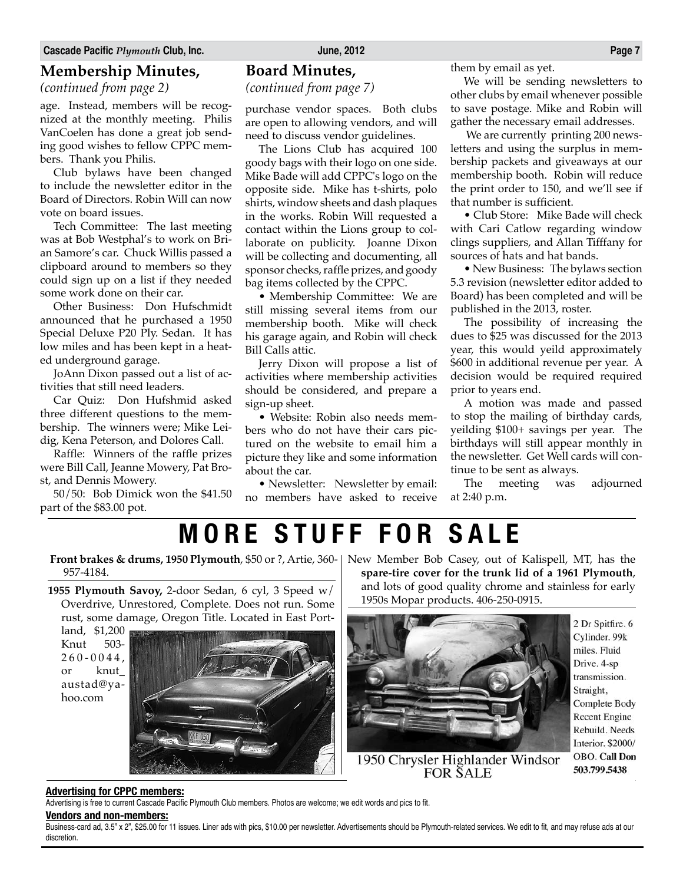## Membership Minutes,

*(continued from page 2)*

age. Instead, members will be recognized at the monthly meeting. Philis VanCoelen has done a great job sending good wishes to fellow CPPC members. Thank you Philis.

Club bylaws have been changed to include the newsletter editor in the Board of Directors. Robin Will can now vote on board issues.

Tech Committee: The last meeting was at Bob Westphal's to work on Brian Samore's car. Chuck Willis passed a clipboard around to members so they could sign up on a list if they needed some work done on their car.

Other Business: Don Hufschmidt announced that he purchased a 1950 Special Deluxe P20 Ply. Sedan. It has low miles and has been kept in a heated underground garage.

JoAnn Dixon passed out a list of activities that still need leaders.

Car Quiz: Don Hufshmid asked three different questions to the membership. The winners were; Mike Leidig, Kena Peterson, and Dolores Call.

Raffle: Winners of the raffle prizes were Bill Call, Jeanne Mowery, Pat Brost, and Dennis Mowery.

50/50: Bob Dimick won the $41.50 part of the $83.00 pot.

## Board Minutes,

*(continued from page 7)*

purchase vendor spaces. Both clubs are open to allowing vendors, and will need to discuss vendor guidelines.

The Lions Club has acquired 100 goody bags with their logo on one side. Mike Bade will add CPPC's logo on the opposite side. Mike has t-shirts, polo shirts, window sheets and dash plaques in the works. Robin Will requested a contact within the Lions group to collaborate on publicity. Joanne Dixon will be collecting and documenting, all sponsor checks, raffle prizes, and goody bag items collected by the CPPC.

• Membership Committee: We are still missing several items from our membership booth. Mike will check his garage again, and Robin will check Bill Calls attic.

Jerry Dixon will propose a list of activities where membership activities should be considered, and prepare a sign-up sheet.

• Website: Robin also needs members who do not have their cars pictured on the website to email him a picture they like and some information about the car.

• Newsletter: Newsletter by email: no members have asked to receive them by email as yet.

We will be sending newsletters to other clubs by email whenever possible to save postage. Mike and Robin will gather the necessary email addresses.

We are currently printing 200 newsletters and using the surplus in membership packets and giveaways at our membership booth. Robin will reduce the print order to 150, and we'll see if that number is sufficient.

• Club Store: Mike Bade will check with Cari Catlow regarding window clings suppliers, and Allan Tifffany for sources of hats and hat bands.

• New Business: The bylaws section 5.3 revision (newsletter editor added to Board) has been completed and will be published in the 2013, roster.

The possibility of increasing the dues to $25 was discussed for the 2013 year, this would yeild approximately $600 in additional revenue per year. A decision would be required required prior to years end.

A motion was made and passed to stop the mailing of birthday cards, yeilding $100+ savings per year. The birthdays will still appear monthly in the newsletter. Get Well cards will continue to be sent as always.

The meeting was adjourned at 2:40 p.m.

# MORE STUFF FOR SALE

**Front brakes & drums, 1950 Plymouth**, $50 or ?, Artie, 360-957-4184.

**1955 Plymouth Savoy,** 2-door Sedan, 6 cyl, 3 Speed w/ Overdrive, Unrestored, Complete. Does not run. Some rust, some damage, Oregon Title. Located in East Portland, $1,200 Knut 503-260-0044, or knut_austad@yahoo.com

New Member Bob Casey, out of Kalispell, MT, has the **spare-tire cover for the trunk lid of a 1961 Plymouth**, and lots of good quality chrome and stainless for early 1950s Mopar products. 406-250-0915.

1950 Chrysler Highlander Windsor FOR SALE

2 Dr Spitfire. 6 Cylinder. 99k miles. Fluid Drive. 4-sp transmission. Straight, Complete Body Recent Engine Rebuild. Needs Interior. $2000/ OBO. **Call Don 503.799.5438**

**Advertising for CPPC members:**

Advertising is free to current Cascade Pacific Plymouth Club members. Photos are welcome; we edit words and pics to fit.

**Vendors and non-members:**

Business-card ad, 3.5" x 2", $25.00 for 11 issues. Liner ads with pics, $10.00 per newsletter. Advertisements should be Plymouth-related services. We edit to fit, and may refuse ads at our discretion.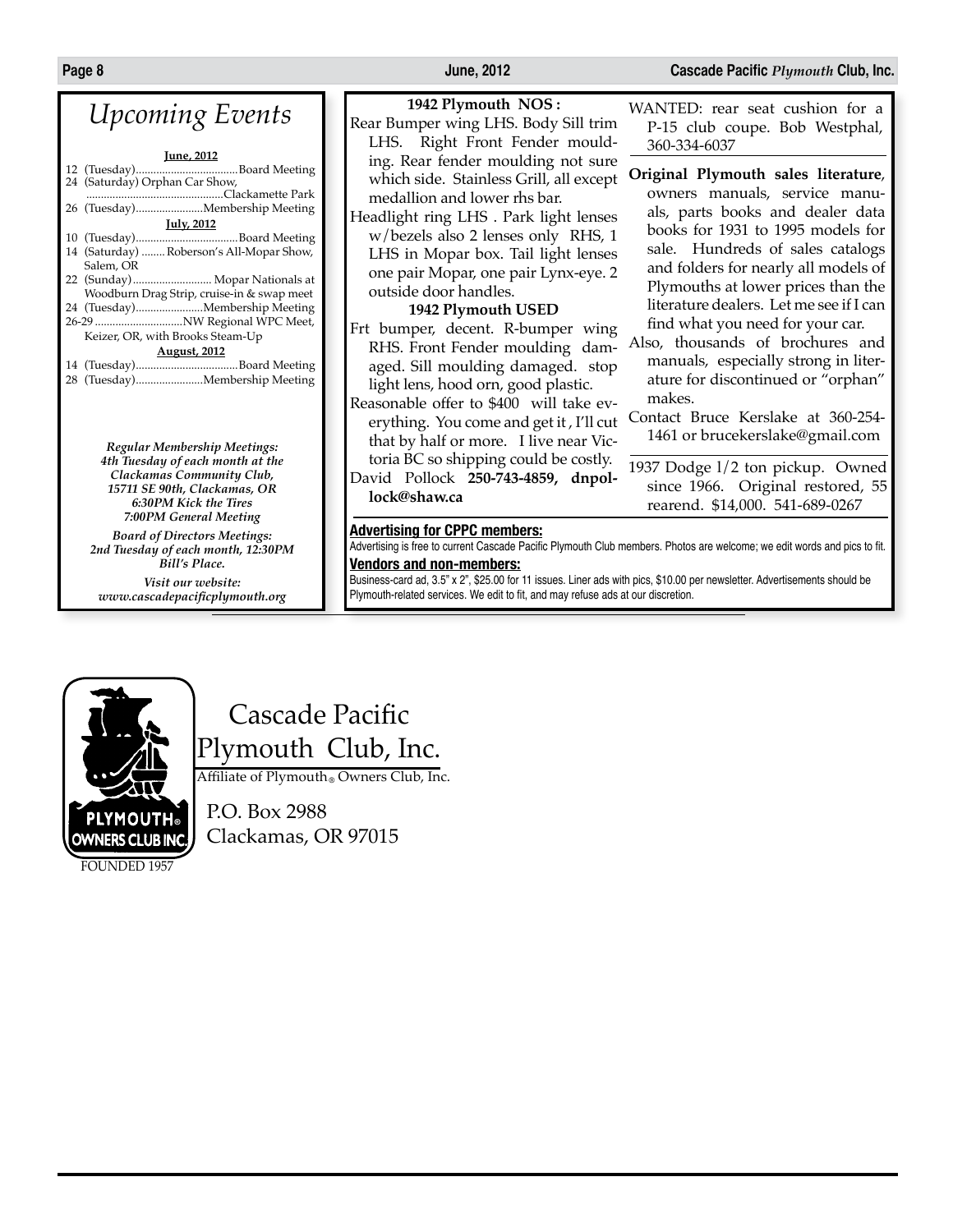# Upcoming Events

**June, 2012**

- 12 (Tuesday)....................................Board Meeting
- 24 (Saturday) Orphan Car Show, ..............................................Clackamette Park
- 26 (Tuesday).......................Membership Meeting

**July, 2012**

- 10 (Tuesday)....................................Board Meeting
- 14 (Saturday) ........ Roberson's All-Mopar Show, Salem, OR
- 22 (Sunday)........................... Mopar Nationals at Woodburn Drag Strip, cruise-in & swap meet
- 24 (Tuesday).......................Membership Meeting
- 26-29 ..............................NW Regional WPC Meet, Keizer, OR, with Brooks Steam-Up

**August, 2012**

- 14 (Tuesday)....................................Board Meeting
- 28 (Tuesday).......................Membership Meeting

*Regular Membership Meetings:*
*4th Tuesday of each month at the Clackamas Community Club, 15711 SE 90th, Clackamas, OR*
*6:30PM Kick the Tires*
*7:00PM General Meeting*

*Board of Directors Meetings:*
*2nd Tuesday of each month, 12:30PM*
*Bill's Place.*

*Visit our website:*
*www.cascadepacificplymouth.org*

---

**1942 Plymouth NOS :**

Rear Bumper wing LHS. Body Sill trim LHS. Right Front Fender moulding. Rear fender moulding not sure which side. Stainless Grill, all except medallion and lower rhs bar.

Headlight ring LHS . Park light lenses w/bezels also 2 lenses only RHS, 1 LHS in Mopar box. Tail light lenses one pair Mopar, one pair Lynx-eye. 2 outside door handles.

**1942 Plymouth USED**

Frt bumper, decent. R-bumper wing RHS. Front Fender moulding damaged. Sill moulding damaged. stop light lens, hood orn, good plastic.

Reasonable offer to $400 will take everything. You come and get it , I'll cut that by half or more. I live near Victoria BC so shipping could be costly.

David Pollock **250-743-4859, dnpollock@shaw.ca**

---

WANTED: rear seat cushion for a P-15 club coupe. Bob Westphal, 360-334-6037

---

**Original Plymouth sales literature**, owners manuals, service manuals, parts books and dealer data books for 1931 to 1995 models for sale. Hundreds of sales catalogs and folders for nearly all models of Plymouths at lower prices than the literature dealers. Let me see if I can find what you need for your car.

Also, thousands of brochures and manuals, especially strong in literature for discontinued or "orphan" makes.

Contact Bruce Kerslake at 360-254-1461 or brucekerslake@gmail.com

---

1937 Dodge 1/2 ton pickup. Owned since 1966. Original restored, 55 rearend. $14,000. 541-689-0267

---

**Advertising for CPPC members:**

Advertising is free to current Cascade Pacific Plymouth Club members. Photos are welcome; we edit words and pics to fit.

**Vendors and non-members:**

Business-card ad, 3.5" x 2", $25.00 for 11 issues. Liner ads with pics, $10.00 per newsletter. Advertisements should be Plymouth-related services. We edit to fit, and may refuse ads at our discretion.

---

PLYMOUTH® OWNERS CLUB INC.
FOUNDED 1957

Cascade Pacific
Plymouth Club, Inc.
Affiliate of Plymouth® Owners Club, Inc.

P.O. Box 2988
Clackamas, OR 97015